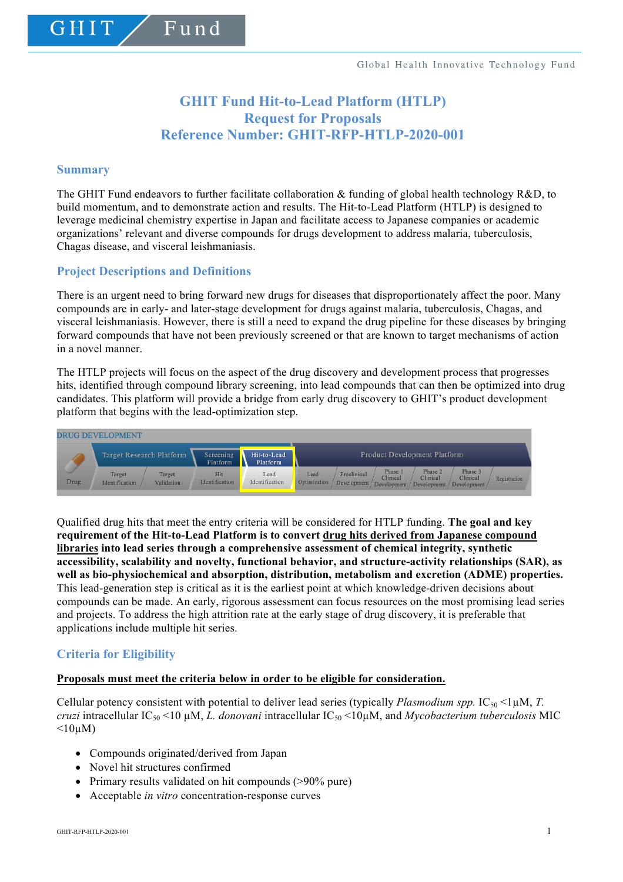GHIT Fund

Global Health Innovative Technology Fund

# GHIT Fund Hit-to-Lead Platform (HTLP) Request for Proposals Reference Number: GHIT-RFP-HTLP-2020-001

## Summary

The GHIT Fund endeavors to further facilitate collaboration & funding of global health technology R&D, to build momentum, and to demonstrate action and results. The Hit-to-Lead Platform (HTLP) is designed to leverage medicinal chemistry expertise in Japan and facilitate access to Japanese companies or academic organizations' relevant and diverse compounds for drugs development to address malaria, tuberculosis, Chagas disease, and visceral leishmaniasis.

## Project Descriptions and Definitions

There is an urgent need to bring forward new drugs for diseases that disproportionately affect the poor. Many compounds are in early- and later-stage development for drugs against malaria, tuberculosis, Chagas, and visceral leishmaniasis. However, there is still a need to expand the drug pipeline for these diseases by bringing forward compounds that have not been previously screened or that are known to target mechanisms of action in a novel manner.

The HTLP projects will focus on the aspect of the drug discovery and development process that progresses hits, identified through compound library screening, into lead compounds that can then be optimized into drug candidates. This platform will provide a bridge from early drug discovery to GHIT's product development platform that begins with the lead-optimization step.

DRUG DEVELOPMENT

| | Target Research Platform | | Screening Platform | Hit-to-Lead Platform | Product Development Platform | | | | | |
|---|---|---|---|---|---|---|---|---|---|---|
| Drug | Target Identification | Target Validation | Hit Identification | Lead Identification | Lead Optimization | Preclinical Development | Phase 1 Clinical Development | Phase 2 Clinical Development | Phase 3 Clinical Development | Registration |

Qualified drug hits that meet the entry criteria will be considered for HTLP funding. **The goal and key requirement of the Hit-to-Lead Platform is to convert <u>drug hits derived from Japanese compound libraries</u> into lead series through a comprehensive assessment of chemical integrity, synthetic accessibility, scalability and novelty, functional behavior, and structure-activity relationships (SAR), as well as bio-physiochemical and absorption, distribution, metabolism and excretion (ADME) properties.** This lead-generation step is critical as it is the earliest point at which knowledge-driven decisions about compounds can be made. An early, rigorous assessment can focus resources on the most promising lead series and projects. To address the high attrition rate at the early stage of drug discovery, it is preferable that applications include multiple hit series.

## Criteria for Eligibility

**<u>Proposals must meet the criteria below in order to be eligible for consideration.</u>**

Cellular potency consistent with potential to deliver lead series (typically *Plasmodium spp.* $IC_{50}$ <1µM, *T. cruzi* intracellular $IC_{50}$ <10 µM, *L. donovani* intracellular $IC_{50}$ <10µM, and *Mycobacterium tuberculosis* MIC <10µM)

- Compounds originated/derived from Japan
- Novel hit structures confirmed
- Primary results validated on hit compounds (>90% pure)
- Acceptable *in vitro* concentration-response curves

GHIT-RFP-HTLP-2020-001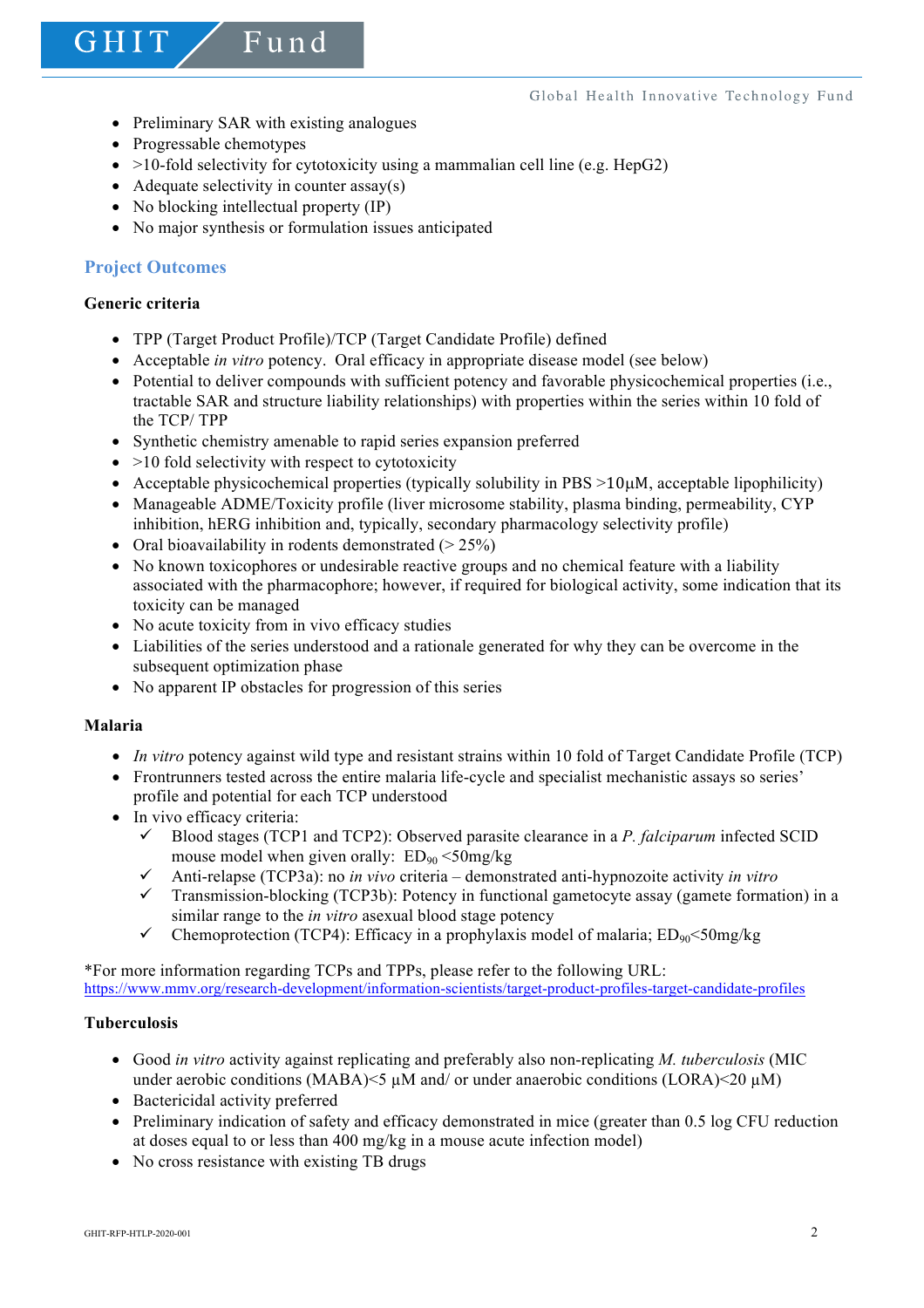- Preliminary SAR with existing analogues
- Progressable chemotypes
- >10-fold selectivity for cytotoxicity using a mammalian cell line (e.g. HepG2)
- Adequate selectivity in counter assay(s)
- No blocking intellectual property (IP)
- No major synthesis or formulation issues anticipated

## Project Outcomes

**Generic criteria**

- TPP (Target Product Profile)/TCP (Target Candidate Profile) defined
- Acceptable *in vitro* potency. Oral efficacy in appropriate disease model (see below)
- Potential to deliver compounds with sufficient potency and favorable physicochemical properties (i.e., tractable SAR and structure liability relationships) with properties within the series within 10 fold of the TCP/ TPP
- Synthetic chemistry amenable to rapid series expansion preferred
- >10 fold selectivity with respect to cytotoxicity
- Acceptable physicochemical properties (typically solubility in PBS >10µM, acceptable lipophilicity)
- Manageable ADME/Toxicity profile (liver microsome stability, plasma binding, permeability, CYP inhibition, hERG inhibition and, typically, secondary pharmacology selectivity profile)
- Oral bioavailability in rodents demonstrated (> 25%)
- No known toxicophores or undesirable reactive groups and no chemical feature with a liability associated with the pharmacophore; however, if required for biological activity, some indication that its toxicity can be managed
- No acute toxicity from in vivo efficacy studies
- Liabilities of the series understood and a rationale generated for why they can be overcome in the subsequent optimization phase
- No apparent IP obstacles for progression of this series

**Malaria**

- *In vitro* potency against wild type and resistant strains within 10 fold of Target Candidate Profile (TCP)
- Frontrunners tested across the entire malaria life-cycle and specialist mechanistic assays so series' profile and potential for each TCP understood
- In vivo efficacy criteria:
  - ✓ Blood stages (TCP1 and TCP2): Observed parasite clearance in a *P. falciparum* infected SCID mouse model when given orally: $ED_{90}$ <50mg/kg
  - ✓ Anti-relapse (TCP3a): no *in vivo* criteria – demonstrated anti-hypnozoite activity *in vitro*
  - ✓ Transmission-blocking (TCP3b): Potency in functional gametocyte assay (gamete formation) in a similar range to the *in vitro* asexual blood stage potency
  - ✓ Chemoprotection (TCP4): Efficacy in a prophylaxis model of malaria; $ED_{90}$<50mg/kg

*For more information regarding TCPs and TPPs, please refer to the following URL:
https://www.mmv.org/research-development/information-scientists/target-product-profiles-target-candidate-profiles

**Tuberculosis**

- Good *in vitro* activity against replicating and preferably also non-replicating *M. tuberculosis* (MIC under aerobic conditions (MABA)<5 µM and/ or under anaerobic conditions (LORA)<20 µM)
- Bactericidal activity preferred
- Preliminary indication of safety and efficacy demonstrated in mice (greater than 0.5 log CFU reduction at doses equal to or less than 400 mg/kg in a mouse acute infection model)
- No cross resistance with existing TB drugs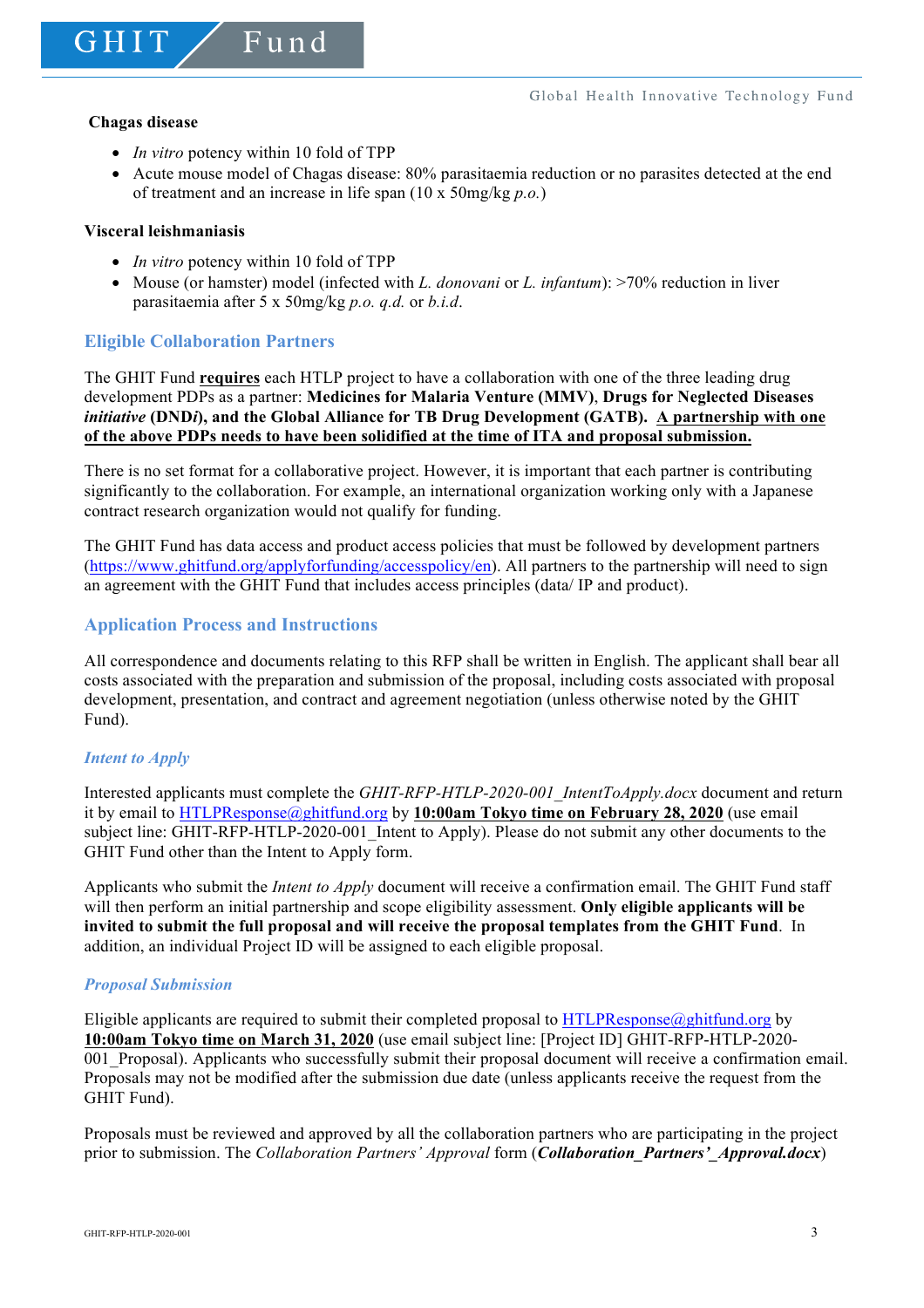**Chagas disease**

- *In vitro* potency within 10 fold of TPP
- Acute mouse model of Chagas disease: 80% parasitaemia reduction or no parasites detected at the end of treatment and an increase in life span (10 x 50mg/kg *p.o.*)

**Visceral leishmaniasis**

- *In vitro* potency within 10 fold of TPP
- Mouse (or hamster) model (infected with *L. donovani* or *L. infantum*): >70% reduction in liver parasitaemia after 5 x 50mg/kg *p.o. q.d.* or *b.i.d.*

## Eligible Collaboration Partners

The GHIT Fund **requires** each HTLP project to have a collaboration with one of the three leading drug development PDPs as a partner: **Medicines for Malaria Venture (MMV)**, **Drugs for Neglected Diseases *initiative* (DND*i*), and the Global Alliance for TB Drug Development (GATB).** **A partnership with one of the above PDPs needs to have been solidified at the time of ITA and proposal submission.**

There is no set format for a collaborative project. However, it is important that each partner is contributing significantly to the collaboration. For example, an international organization working only with a Japanese contract research organization would not qualify for funding.

The GHIT Fund has data access and product access policies that must be followed by development partners (https://www.ghitfund.org/applyforfunding/accesspolicy/en). All partners to the partnership will need to sign an agreement with the GHIT Fund that includes access principles (data/ IP and product).

## Application Process and Instructions

All correspondence and documents relating to this RFP shall be written in English. The applicant shall bear all costs associated with the preparation and submission of the proposal, including costs associated with proposal development, presentation, and contract and agreement negotiation (unless otherwise noted by the GHIT Fund).

### *Intent to Apply*

Interested applicants must complete the *GHIT-RFP-HTLP-2020-001_IntentToApply.docx* document and return it by email to HTLPResponse@ghitfund.org by **10:00am Tokyo time on February 28, 2020** (use email subject line: GHIT-RFP-HTLP-2020-001_Intent to Apply). Please do not submit any other documents to the GHIT Fund other than the Intent to Apply form.

Applicants who submit the *Intent to Apply* document will receive a confirmation email. The GHIT Fund staff will then perform an initial partnership and scope eligibility assessment. **Only eligible applicants will be invited to submit the full proposal and will receive the proposal templates from the GHIT Fund**. In addition, an individual Project ID will be assigned to each eligible proposal.

### *Proposal Submission*

Eligible applicants are required to submit their completed proposal to HTLPResponse@ghitfund.org by **10:00am Tokyo time on March 31, 2020** (use email subject line: [Project ID] GHIT-RFP-HTLP-2020-001_Proposal). Applicants who successfully submit their proposal document will receive a confirmation email. Proposals may not be modified after the submission due date (unless applicants receive the request from the GHIT Fund).

Proposals must be reviewed and approved by all the collaboration partners who are participating in the project prior to submission. The *Collaboration Partners' Approval* form (***Collaboration_Partners'_Approval.docx***)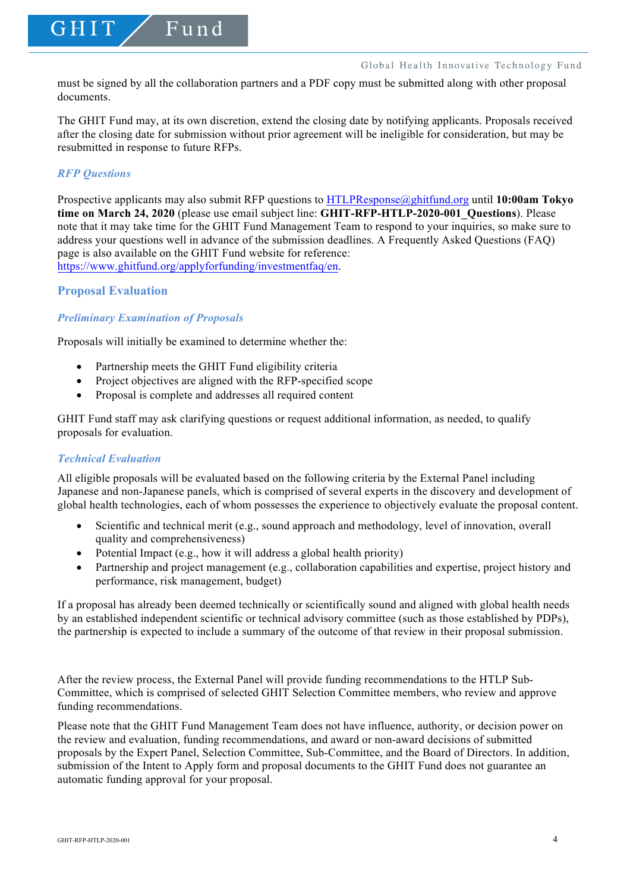must be signed by all the collaboration partners and a PDF copy must be submitted along with other proposal documents.

The GHIT Fund may, at its own discretion, extend the closing date by notifying applicants. Proposals received after the closing date for submission without prior agreement will be ineligible for consideration, but may be resubmitted in response to future RFPs.

### *RFP Questions*

Prospective applicants may also submit RFP questions to HTLPResponse@ghitfund.org until **10:00am Tokyo time on March 24, 2020** (please use email subject line: **GHIT-RFP-HTLP-2020-001_Questions**). Please note that it may take time for the GHIT Fund Management Team to respond to your inquiries, so make sure to address your questions well in advance of the submission deadlines. A Frequently Asked Questions (FAQ) page is also available on the GHIT Fund website for reference: https://www.ghitfund.org/applyforfunding/investmentfaq/en.

## Proposal Evaluation

### *Preliminary Examination of Proposals*

Proposals will initially be examined to determine whether the:

- Partnership meets the GHIT Fund eligibility criteria
- Project objectives are aligned with the RFP-specified scope
- Proposal is complete and addresses all required content

GHIT Fund staff may ask clarifying questions or request additional information, as needed, to qualify proposals for evaluation.

### *Technical Evaluation*

All eligible proposals will be evaluated based on the following criteria by the External Panel including Japanese and non-Japanese panels, which is comprised of several experts in the discovery and development of global health technologies, each of whom possesses the experience to objectively evaluate the proposal content.

- Scientific and technical merit (e.g., sound approach and methodology, level of innovation, overall quality and comprehensiveness)
- Potential Impact (e.g., how it will address a global health priority)
- Partnership and project management (e.g., collaboration capabilities and expertise, project history and performance, risk management, budget)

If a proposal has already been deemed technically or scientifically sound and aligned with global health needs by an established independent scientific or technical advisory committee (such as those established by PDPs), the partnership is expected to include a summary of the outcome of that review in their proposal submission.

After the review process, the External Panel will provide funding recommendations to the HTLP Sub-Committee, which is comprised of selected GHIT Selection Committee members, who review and approve funding recommendations.

Please note that the GHIT Fund Management Team does not have influence, authority, or decision power on the review and evaluation, funding recommendations, and award or non-award decisions of submitted proposals by the Expert Panel, Selection Committee, Sub-Committee, and the Board of Directors. In addition, submission of the Intent to Apply form and proposal documents to the GHIT Fund does not guarantee an automatic funding approval for your proposal.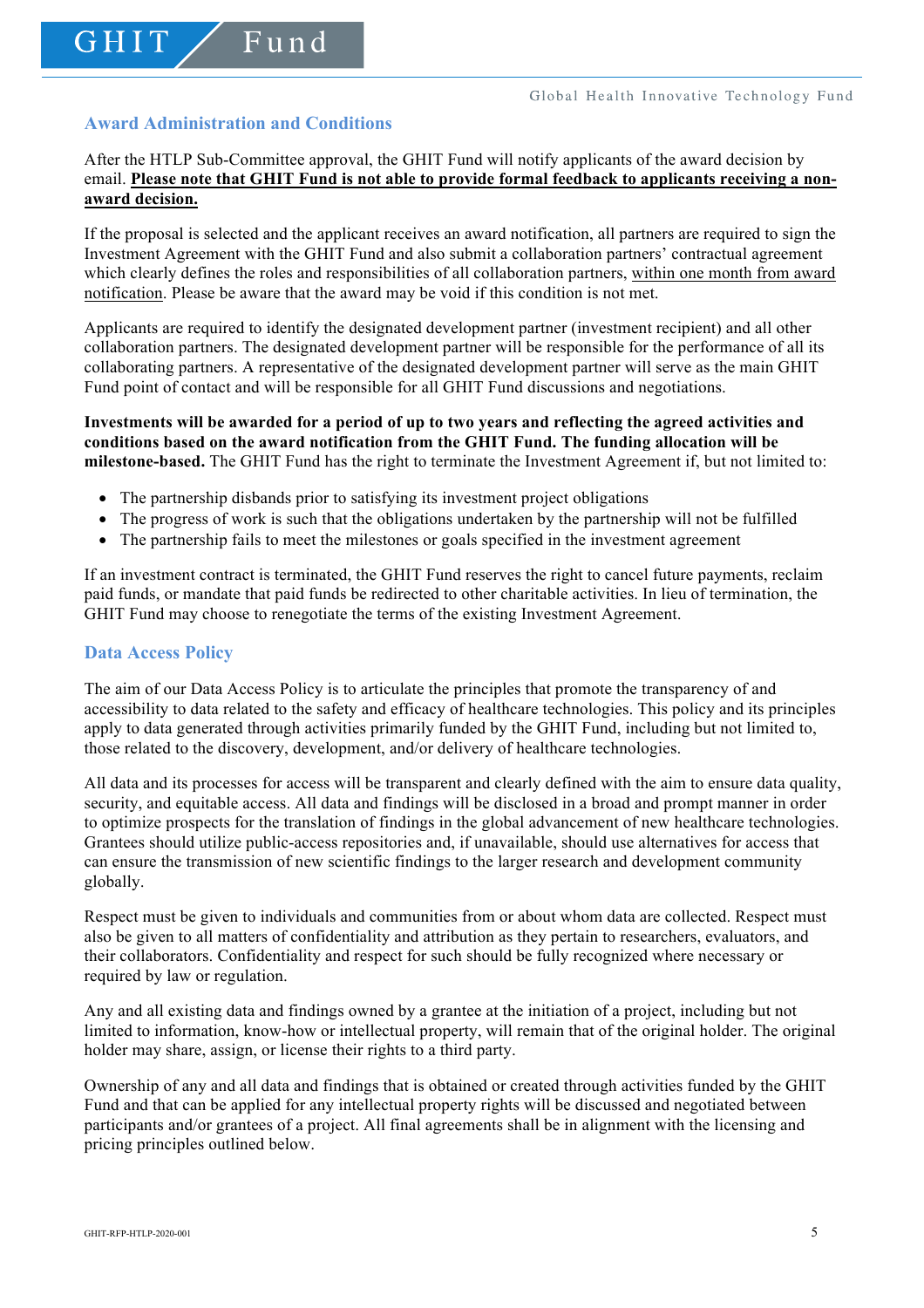## Award Administration and Conditions

After the HTLP Sub-Committee approval, the GHIT Fund will notify applicants of the award decision by email. **Please note that GHIT Fund is not able to provide formal feedback to applicants receiving a non-award decision.**

If the proposal is selected and the applicant receives an award notification, all partners are required to sign the Investment Agreement with the GHIT Fund and also submit a collaboration partners' contractual agreement which clearly defines the roles and responsibilities of all collaboration partners, within one month from award notification. Please be aware that the award may be void if this condition is not met.

Applicants are required to identify the designated development partner (investment recipient) and all other collaboration partners. The designated development partner will be responsible for the performance of all its collaborating partners. A representative of the designated development partner will serve as the main GHIT Fund point of contact and will be responsible for all GHIT Fund discussions and negotiations.

**Investments will be awarded for a period of up to two years and reflecting the agreed activities and conditions based on the award notification from the GHIT Fund. The funding allocation will be milestone-based.** The GHIT Fund has the right to terminate the Investment Agreement if, but not limited to:

- The partnership disbands prior to satisfying its investment project obligations
- The progress of work is such that the obligations undertaken by the partnership will not be fulfilled
- The partnership fails to meet the milestones or goals specified in the investment agreement

If an investment contract is terminated, the GHIT Fund reserves the right to cancel future payments, reclaim paid funds, or mandate that paid funds be redirected to other charitable activities. In lieu of termination, the GHIT Fund may choose to renegotiate the terms of the existing Investment Agreement.

## Data Access Policy

The aim of our Data Access Policy is to articulate the principles that promote the transparency of and accessibility to data related to the safety and efficacy of healthcare technologies. This policy and its principles apply to data generated through activities primarily funded by the GHIT Fund, including but not limited to, those related to the discovery, development, and/or delivery of healthcare technologies.

All data and its processes for access will be transparent and clearly defined with the aim to ensure data quality, security, and equitable access. All data and findings will be disclosed in a broad and prompt manner in order to optimize prospects for the translation of findings in the global advancement of new healthcare technologies. Grantees should utilize public-access repositories and, if unavailable, should use alternatives for access that can ensure the transmission of new scientific findings to the larger research and development community globally.

Respect must be given to individuals and communities from or about whom data are collected. Respect must also be given to all matters of confidentiality and attribution as they pertain to researchers, evaluators, and their collaborators. Confidentiality and respect for such should be fully recognized where necessary or required by law or regulation.

Any and all existing data and findings owned by a grantee at the initiation of a project, including but not limited to information, know-how or intellectual property, will remain that of the original holder. The original holder may share, assign, or license their rights to a third party.

Ownership of any and all data and findings that is obtained or created through activities funded by the GHIT Fund and that can be applied for any intellectual property rights will be discussed and negotiated between participants and/or grantees of a project. All final agreements shall be in alignment with the licensing and pricing principles outlined below.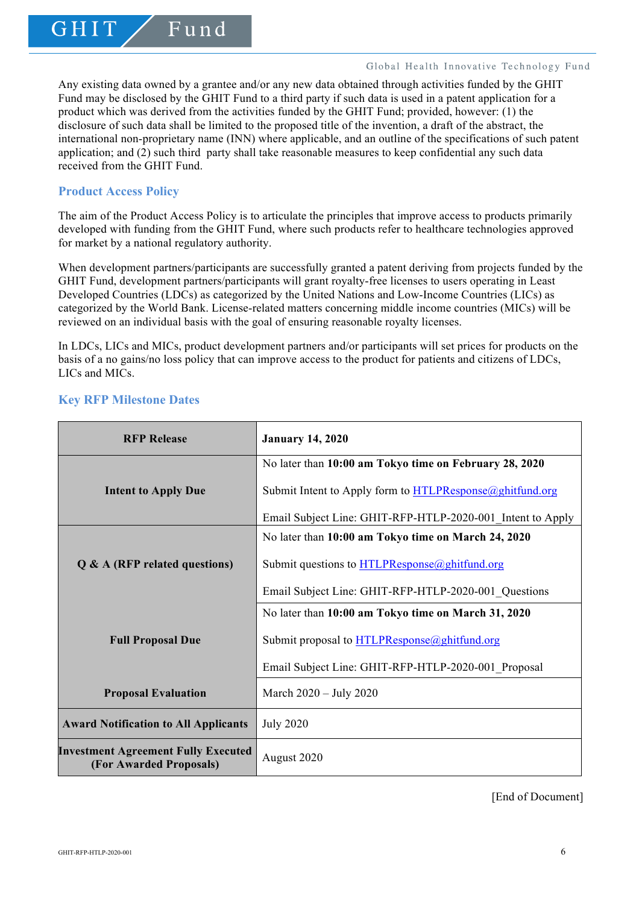Any existing data owned by a grantee and/or any new data obtained through activities funded by the GHIT Fund may be disclosed by the GHIT Fund to a third party if such data is used in a patent application for a product which was derived from the activities funded by the GHIT Fund; provided, however: (1) the disclosure of such data shall be limited to the proposed title of the invention, a draft of the abstract, the international non-proprietary name (INN) where applicable, and an outline of the specifications of such patent application; and (2) such third party shall take reasonable measures to keep confidential any such data received from the GHIT Fund.

## Product Access Policy

The aim of the Product Access Policy is to articulate the principles that improve access to products primarily developed with funding from the GHIT Fund, where such products refer to healthcare technologies approved for market by a national regulatory authority.

When development partners/participants are successfully granted a patent deriving from projects funded by the GHIT Fund, development partners/participants will grant royalty-free licenses to users operating in Least Developed Countries (LDCs) as categorized by the United Nations and Low-Income Countries (LICs) as categorized by the World Bank. License-related matters concerning middle income countries (MICs) will be reviewed on an individual basis with the goal of ensuring reasonable royalty licenses.

In LDCs, LICs and MICs, product development partners and/or participants will set prices for products on the basis of a no gains/no loss policy that can improve access to the product for patients and citizens of LDCs, LICs and MICs.

## Key RFP Milestone Dates

| | |
|---|---|
| **RFP Release** | **January 14, 2020** |
| **Intent to Apply Due** | No later than **10:00 am Tokyo time on February 28, 2020**<br><br>Submit Intent to Apply form to HTLPResponse@ghitfund.org<br><br>Email Subject Line: GHIT-RFP-HTLP-2020-001_Intent to Apply |
| **Q & A (RFP related questions)** | No later than **10:00 am Tokyo time on March 24, 2020**<br><br>Submit questions to HTLPResponse@ghitfund.org<br><br>Email Subject Line: GHIT-RFP-HTLP-2020-001_Questions |
| **Full Proposal Due** | No later than **10:00 am Tokyo time on March 31, 2020**<br><br>Submit proposal to HTLPResponse@ghitfund.org<br><br>Email Subject Line: GHIT-RFP-HTLP-2020-001_Proposal |
| **Proposal Evaluation** | March 2020 – July 2020 |
| **Award Notification to All Applicants** | July 2020 |
| **Investment Agreement Fully Executed (For Awarded Proposals)** | August 2020 |

[End of Document]